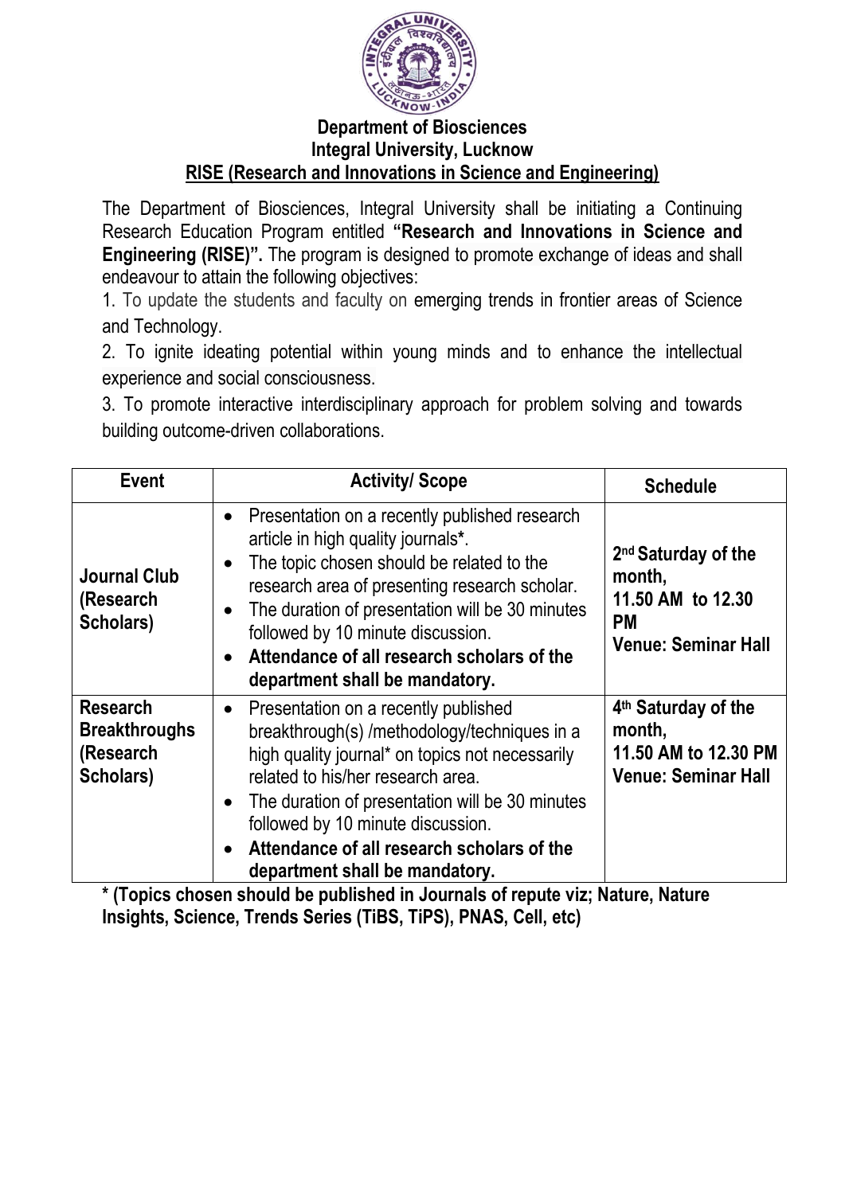**Department of Biosciences**
**Integral University, Lucknow**
**RISE (Research and Innovations in Science and Engineering)**

The Department of Biosciences, Integral University shall be initiating a Continuing Research Education Program entitled **"Research and Innovations in Science and Engineering (RISE)".** The program is designed to promote exchange of ideas and shall endeavour to attain the following objectives:

1. To update the students and faculty on emerging trends in frontier areas of Science and Technology.
2. To ignite ideating potential within young minds and to enhance the intellectual experience and social consciousness.
3. To promote interactive interdisciplinary approach for problem solving and towards building outcome-driven collaborations.

| Event | Activity/ Scope | Schedule |
| --- | --- | --- |
| **Journal Club (Research Scholars)** | • Presentation on a recently published research article in high quality journals**\***.<br>• The topic chosen should be related to the research area of presenting research scholar.<br>• The duration of presentation will be 30 minutes followed by 10 minute discussion.<br>• **Attendance of all research scholars of the department shall be mandatory.** | **2nd Saturday of the month, 11.50 AM to 12.30 PM**<br>**Venue: Seminar Hall** |
| **Research Breakthroughs (Research Scholars)** | • Presentation on a recently published breakthrough(s) /methodology/techniques in a high quality journal* on topics not necessarily related to his/her research area.<br>• The duration of presentation will be 30 minutes followed by 10 minute discussion.<br>• **Attendance of all research scholars of the department shall be mandatory.** | **4th Saturday of the month, 11.50 AM to 12.30 PM**<br>**Venue: Seminar Hall** |

**\* (Topics chosen should be published in Journals of repute viz; Nature, Nature Insights, Science, Trends Series (TiBS, TiPS), PNAS, Cell, etc)**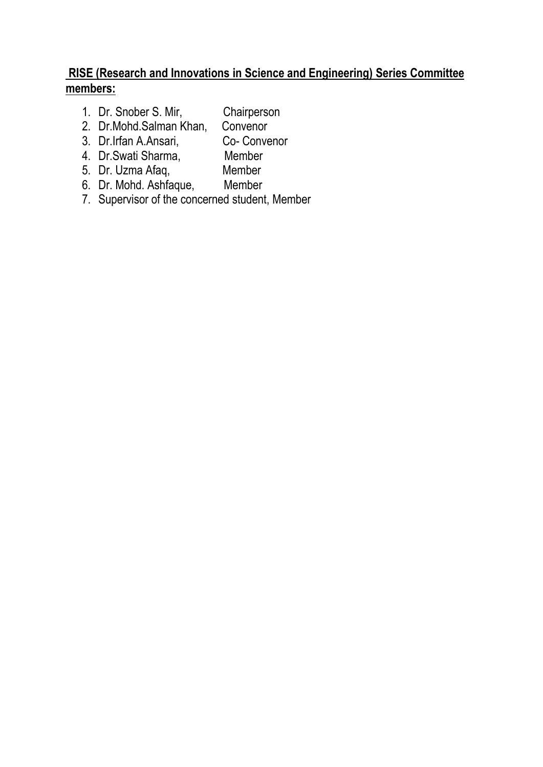**RISE (Research and Innovations in Science and Engineering) Series Committee members:**

1. Dr. Snober S. Mir, Chairperson
2. Dr.Mohd.Salman Khan, Convenor
3. Dr.Irfan A.Ansari, Co- Convenor
4. Dr.Swati Sharma, Member
5. Dr. Uzma Afaq, Member
6. Dr. Mohd. Ashfaque, Member
7. Supervisor of the concerned student, Member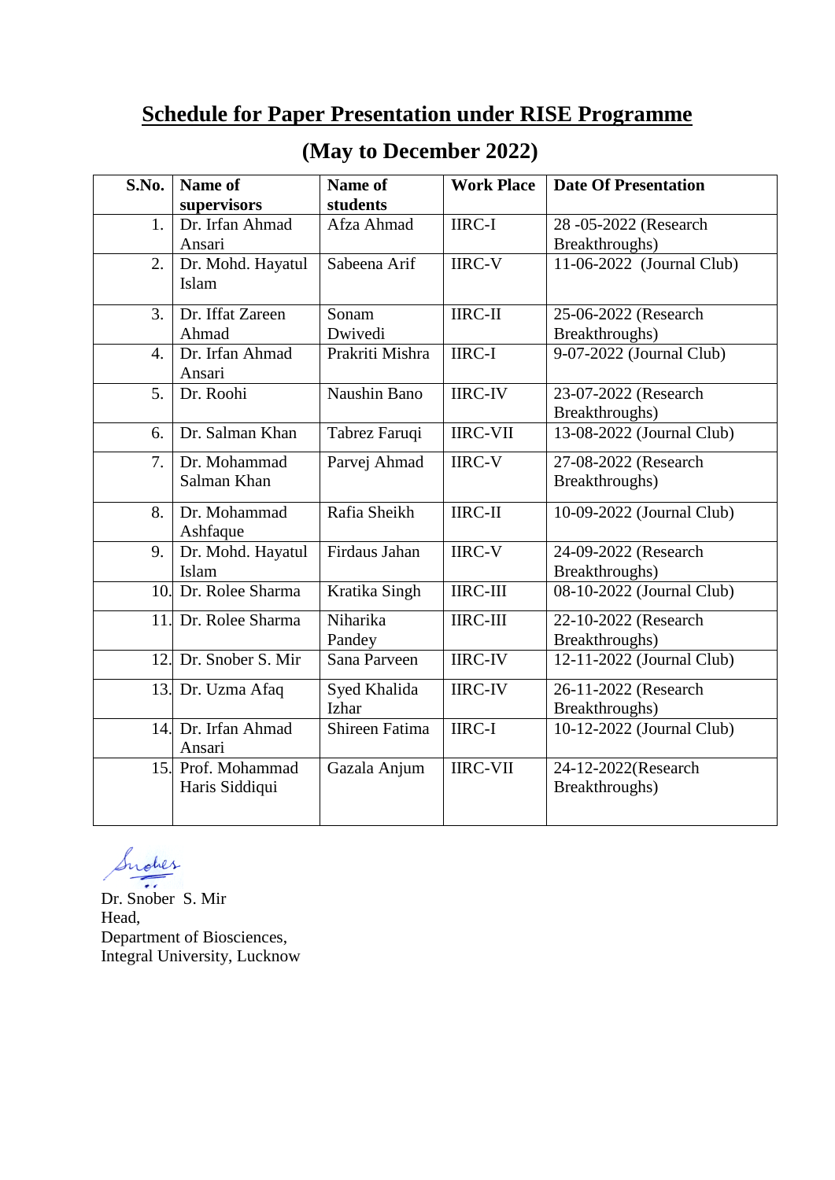# Schedule for Paper Presentation under RISE Programme

## (May to December 2022)

| S.No. | Name of supervisors | Name of students | Work Place | Date Of Presentation |
|---|---|---|---|---|
| 1. | Dr. Irfan Ahmad Ansari | Afza Ahmad | IIRC-I | 28 -05-2022 (Research Breakthroughs) |
| 2. | Dr. Mohd. Hayatul Islam | Sabeena Arif | IIRC-V | 11-06-2022 (Journal Club) |
| 3. | Dr. Iffat Zareen Ahmad | Sonam Dwivedi | IIRC-II | 25-06-2022 (Research Breakthroughs) |
| 4. | Dr. Irfan Ahmad Ansari | Prakriti Mishra | IIRC-I | 9-07-2022 (Journal Club) |
| 5. | Dr. Roohi | Naushin Bano | IIRC-IV | 23-07-2022 (Research Breakthroughs) |
| 6. | Dr. Salman Khan | Tabrez Faruqi | IIRC-VII | 13-08-2022 (Journal Club) |
| 7. | Dr. Mohammad Salman Khan | Parvej Ahmad | IIRC-V | 27-08-2022 (Research Breakthroughs) |
| 8. | Dr. Mohammad Ashfaque | Rafia Sheikh | IIRC-II | 10-09-2022 (Journal Club) |
| 9. | Dr. Mohd. Hayatul Islam | Firdaus Jahan | IIRC-V | 24-09-2022 (Research Breakthroughs) |
| 10. | Dr. Rolee Sharma | Kratika Singh | IIRC-III | 08-10-2022 (Journal Club) |
| 11. | Dr. Rolee Sharma | Niharika Pandey | IIRC-III | 22-10-2022 (Research Breakthroughs) |
| 12. | Dr. Snober S. Mir | Sana Parveen | IIRC-IV | 12-11-2022 (Journal Club) |
| 13. | Dr. Uzma Afaq | Syed Khalida Izhar | IIRC-IV | 26-11-2022 (Research Breakthroughs) |
| 14. | Dr. Irfan Ahmad Ansari | Shireen Fatima | IIRC-I | 10-12-2022 (Journal Club) |
| 15. | Prof. Mohammad Haris Siddiqui | Gazala Anjum | IIRC-VII | 24-12-2022(Research Breakthroughs) |

Dr. Snober S. Mir
Head,
Department of Biosciences,
Integral University, Lucknow